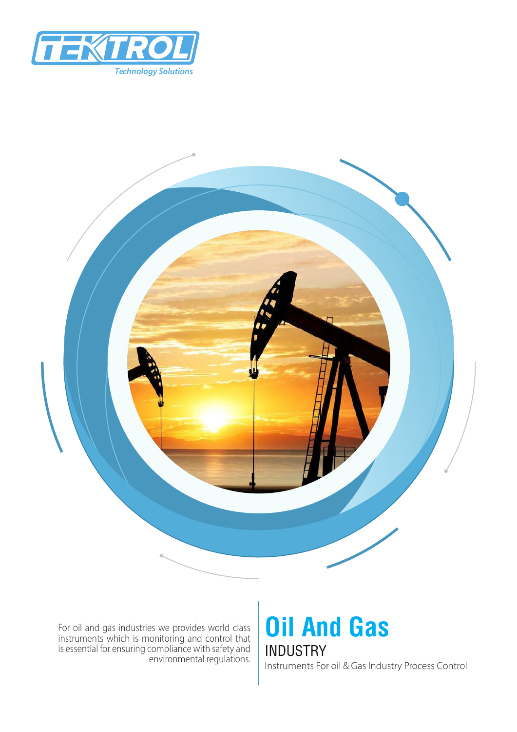TEKTROL

*Technology Solutions*

# Oil And Gas

## INDUSTRY

Instruments For oil & Gas Industry Process Control

For oil and gas industries we provides world class instruments which is monitoring and control that is essential for ensuring compliance with safety and environmental regulations.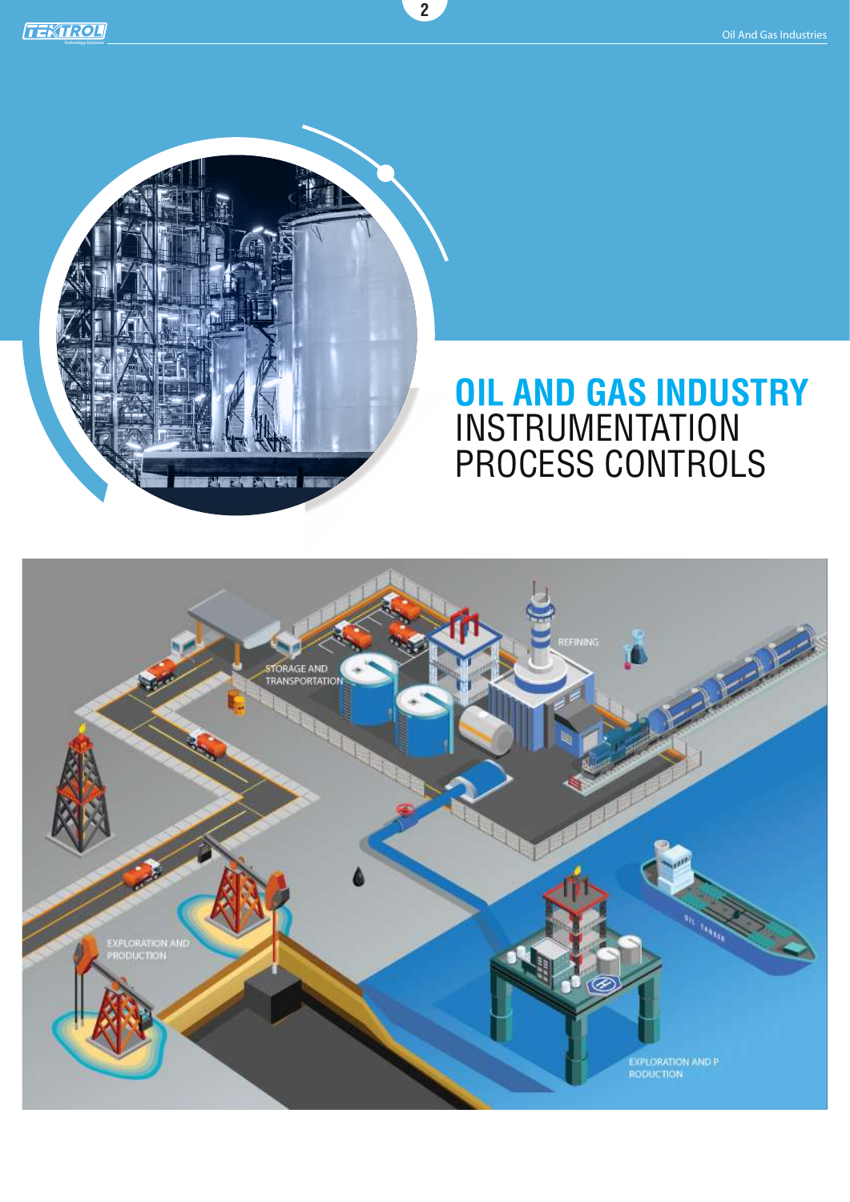# OIL AND GAS INDUSTRY INSTRUMENTATION PROCESS CONTROLS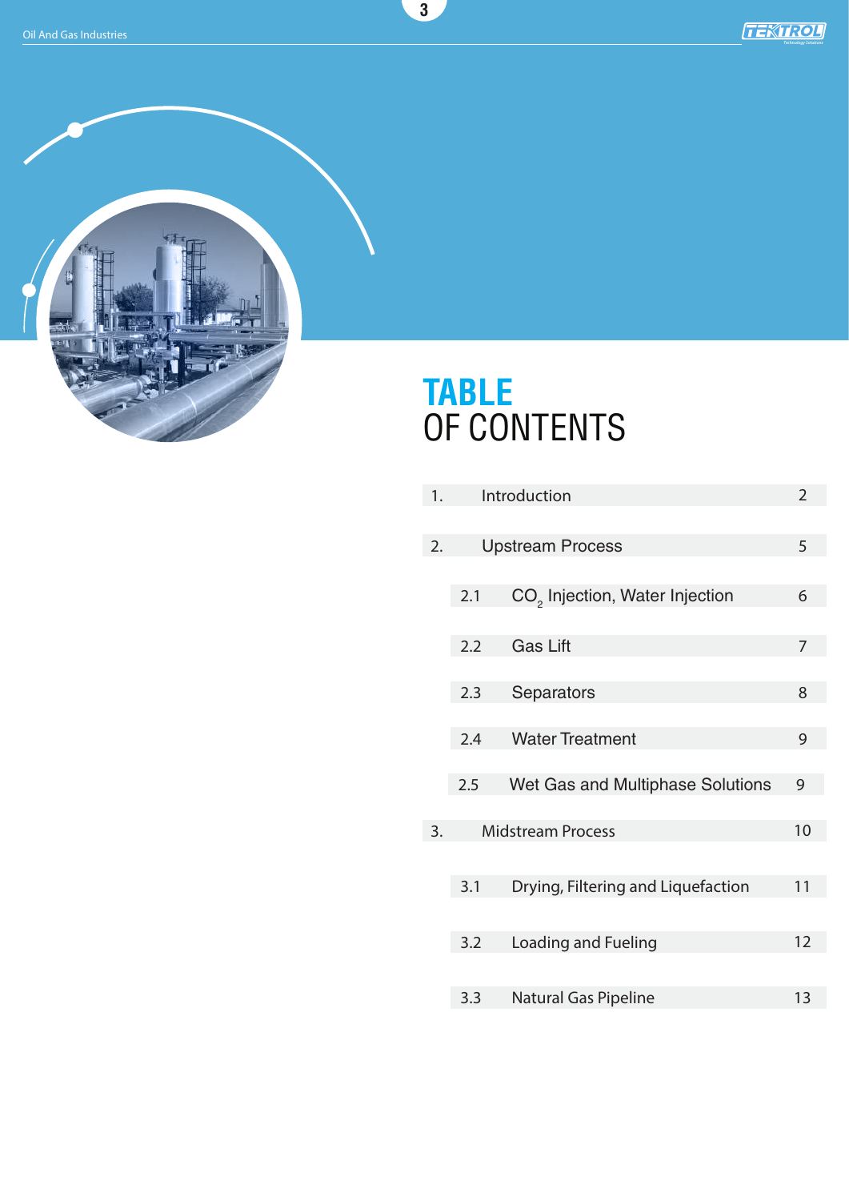# TABLE OF CONTENTS

| | | |
|---|---|---|
| 1. | Introduction | 2 |
| 2. | Upstream Process | 5 |
| 2.1 | $CO_2$ Injection, Water Injection | 6 |
| 2.2 | Gas Lift | 7 |
| 2.3 | Separators | 8 |
| 2.4 | Water Treatment | 9 |
| 2.5 | Wet Gas and Multiphase Solutions | 9 |
| 3. | Midstream Process | 10 |
| 3.1 | Drying, Filtering and Liquefaction | 11 |
| 3.2 | Loading and Fueling | 12 |
| 3.3 | Natural Gas Pipeline | 13 |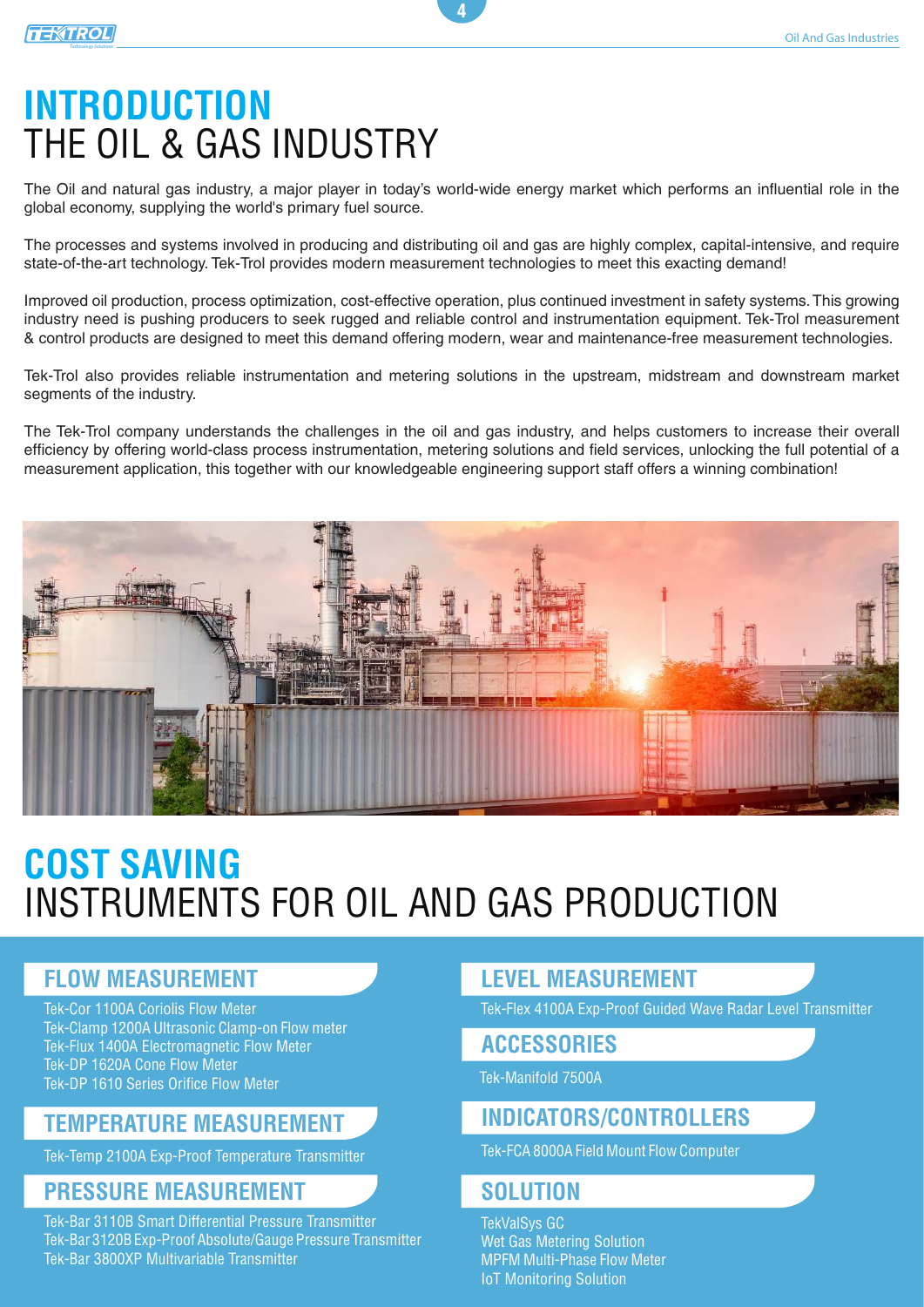# INTRODUCTION
# THE OIL & GAS INDUSTRY

The Oil and natural gas industry, a major player in today's world-wide energy market which performs an influential role in the global economy, supplying the world's primary fuel source.

The processes and systems involved in producing and distributing oil and gas are highly complex, capital-intensive, and require state-of-the-art technology. Tek-Trol provides modern measurement technologies to meet this exacting demand!

Improved oil production, process optimization, cost-effective operation, plus continued investment in safety systems. This growing industry need is pushing producers to seek rugged and reliable control and instrumentation equipment. Tek-Trol measurement & control products are designed to meet this demand offering modern, wear and maintenance-free measurement technologies.

Tek-Trol also provides reliable instrumentation and metering solutions in the upstream, midstream and downstream market segments of the industry.

The Tek-Trol company understands the challenges in the oil and gas industry, and helps customers to increase their overall efficiency by offering world-class process instrumentation, metering solutions and field services, unlocking the full potential of a measurement application, this together with our knowledgeable engineering support staff offers a winning combination!

# COST SAVING
# INSTRUMENTS FOR OIL AND GAS PRODUCTION

## FLOW MEASUREMENT

Tek-Cor 1100A Coriolis Flow Meter
Tek-Clamp 1200A Ultrasonic Clamp-on Flow meter
Tek-Flux 1400A Electromagnetic Flow Meter
Tek-DP 1620A Cone Flow Meter
Tek-DP 1610 Series Orifice Flow Meter

## TEMPERATURE MEASUREMENT

Tek-Temp 2100A Exp-Proof Temperature Transmitter

## PRESSURE MEASUREMENT

Tek-Bar 3110B Smart Differential Pressure Transmitter
Tek-Bar 3120B Exp-Proof Absolute/Gauge Pressure Transmitter
Tek-Bar 3800XP Multivariable Transmitter

## LEVEL MEASUREMENT

Tek-Flex 4100A Exp-Proof Guided Wave Radar Level Transmitter

## ACCESSORIES

Tek-Manifold 7500A

## INDICATORS/CONTROLLERS

Tek-FCA 8000A Field Mount Flow Computer

## SOLUTION

TekValSys GC
Wet Gas Metering Solution
MPFM Multi-Phase Flow Meter
IoT Monitoring Solution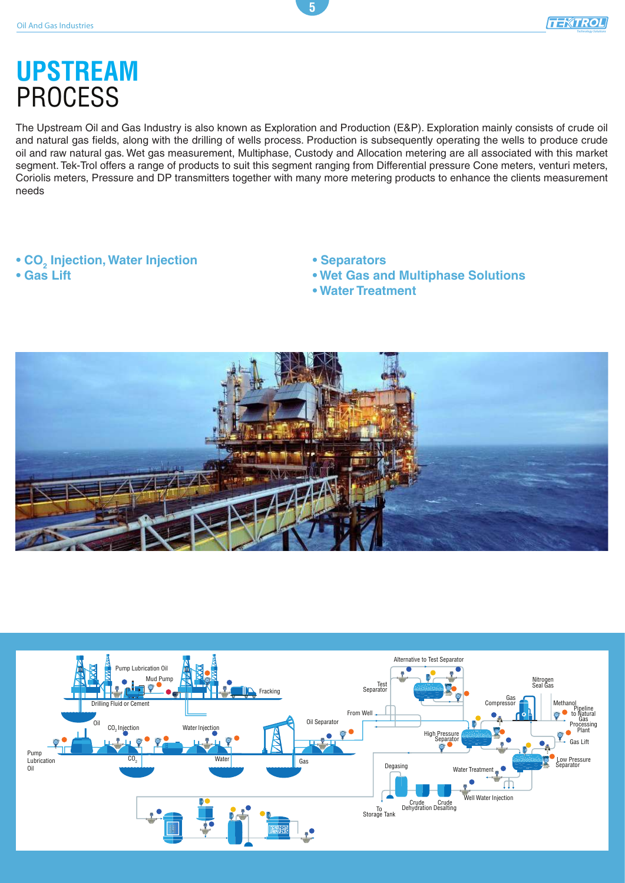# UPSTREAM PROCESS

The Upstream Oil and Gas Industry is also known as Exploration and Production (E&P). Exploration mainly consists of crude oil and natural gas fields, along with the drilling of wells process. Production is subsequently operating the wells to produce crude oil and raw natural gas. Wet gas measurement, Multiphase, Custody and Allocation metering are all associated with this market segment. Tek-Trol offers a range of products to suit this segment ranging from Differential pressure Cone meters, venturi meters, Coriolis meters, Pressure and DP transmitters together with many more metering products to enhance the clients measurement needs

- **$CO_2$ Injection, Water Injection**
- **Gas Lift**
- **Separators**
- **Wet Gas and Multiphase Solutions**
- **Water Treatment**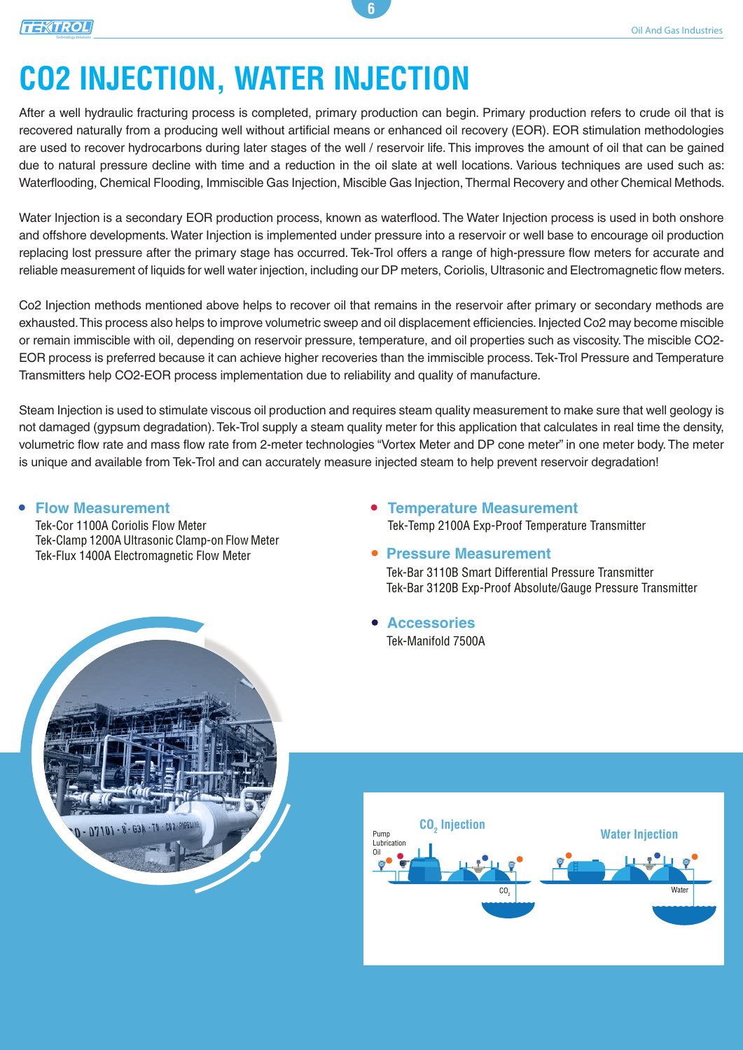# CO2 INJECTION, WATER INJECTION

After a well hydraulic fracturing process is completed, primary production can begin. Primary production refers to crude oil that is recovered naturally from a producing well without artificial means or enhanced oil recovery (EOR). EOR stimulation methodologies are used to recover hydrocarbons during later stages of the well / reservoir life. This improves the amount of oil that can be gained due to natural pressure decline with time and a reduction in the oil slate at well locations. Various techniques are used such as: Waterflooding, Chemical Flooding, Immiscible Gas Injection, Miscible Gas Injection, Thermal Recovery and other Chemical Methods.

Water Injection is a secondary EOR production process, known as waterflood. The Water Injection process is used in both onshore and offshore developments. Water Injection is implemented under pressure into a reservoir or well base to encourage oil production replacing lost pressure after the primary stage has occurred. Tek-Trol offers a range of high-pressure flow meters for accurate and reliable measurement of liquids for well water injection, including our DP meters, Coriolis, Ultrasonic and Electromagnetic flow meters.

Co2 Injection methods mentioned above helps to recover oil that remains in the reservoir after primary or secondary methods are exhausted. This process also helps to improve volumetric sweep and oil displacement efficiencies. Injected Co2 may become miscible or remain immiscible with oil, depending on reservoir pressure, temperature, and oil properties such as viscosity. The miscible CO2-EOR process is preferred because it can achieve higher recoveries than the immiscible process. Tek-Trol Pressure and Temperature Transmitters help CO2-EOR process implementation due to reliability and quality of manufacture.

Steam Injection is used to stimulate viscous oil production and requires steam quality measurement to make sure that well geology is not damaged (gypsum degradation). Tek-Trol supply a steam quality meter for this application that calculates in real time the density, volumetric flow rate and mass flow rate from 2-meter technologies “Vortex Meter and DP cone meter” in one meter body. The meter is unique and available from Tek-Trol and can accurately measure injected steam to help prevent reservoir degradation!

- **Flow Measurement**
  Tek-Cor 1100A Coriolis Flow Meter
  Tek-Clamp 1200A Ultrasonic Clamp-on Flow Meter
  Tek-Flux 1400A Electromagnetic Flow Meter

- **Temperature Measurement**
  Tek-Temp 2100A Exp-Proof Temperature Transmitter

- **Pressure Measurement**
  Tek-Bar 3110B Smart Differential Pressure Transmitter
  Tek-Bar 3120B Exp-Proof Absolute/Gauge Pressure Transmitter

- **Accessories**
  Tek-Manifold 7500A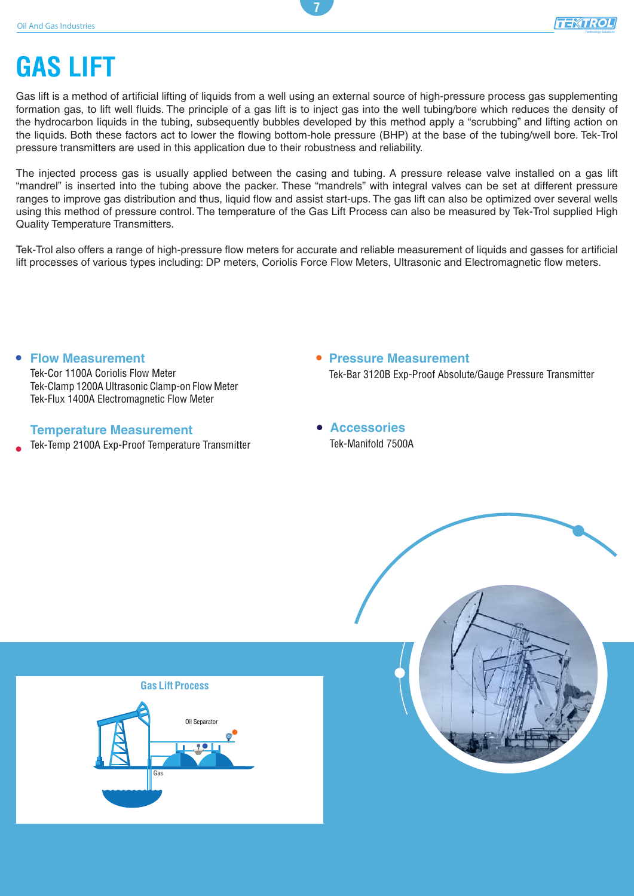# GAS LIFT

Gas lift is a method of artificial lifting of liquids from a well using an external source of high-pressure process gas supplementing formation gas, to lift well fluids. The principle of a gas lift is to inject gas into the well tubing/bore which reduces the density of the hydrocarbon liquids in the tubing, subsequently bubbles developed by this method apply a “scrubbing” and lifting action on the liquids. Both these factors act to lower the flowing bottom-hole pressure (BHP) at the base of the tubing/well bore. Tek-Trol pressure transmitters are used in this application due to their robustness and reliability.

The injected process gas is usually applied between the casing and tubing. A pressure release valve installed on a gas lift “mandrel” is inserted into the tubing above the packer. These “mandrels” with integral valves can be set at different pressure ranges to improve gas distribution and thus, liquid flow and assist start-ups. The gas lift can also be optimized over several wells using this method of pressure control. The temperature of the Gas Lift Process can also be measured by Tek-Trol supplied High Quality Temperature Transmitters.

Tek-Trol also offers a range of high-pressure flow meters for accurate and reliable measurement of liquids and gasses for artificial lift processes of various types including: DP meters, Coriolis Force Flow Meters, Ultrasonic and Electromagnetic flow meters.

- **Flow Measurement**
  Tek-Cor 1100A Coriolis Flow Meter
  Tek-Clamp 1200A Ultrasonic Clamp-on Flow Meter
  Tek-Flux 1400A Electromagnetic Flow Meter

- **Temperature Measurement**
  Tek-Temp 2100A Exp-Proof Temperature Transmitter

- **Pressure Measurement**
  Tek-Bar 3120B Exp-Proof Absolute/Gauge Pressure Transmitter

- **Accessories**
  Tek-Manifold 7500A

**Gas Lift Process**

Oil Separator

Gas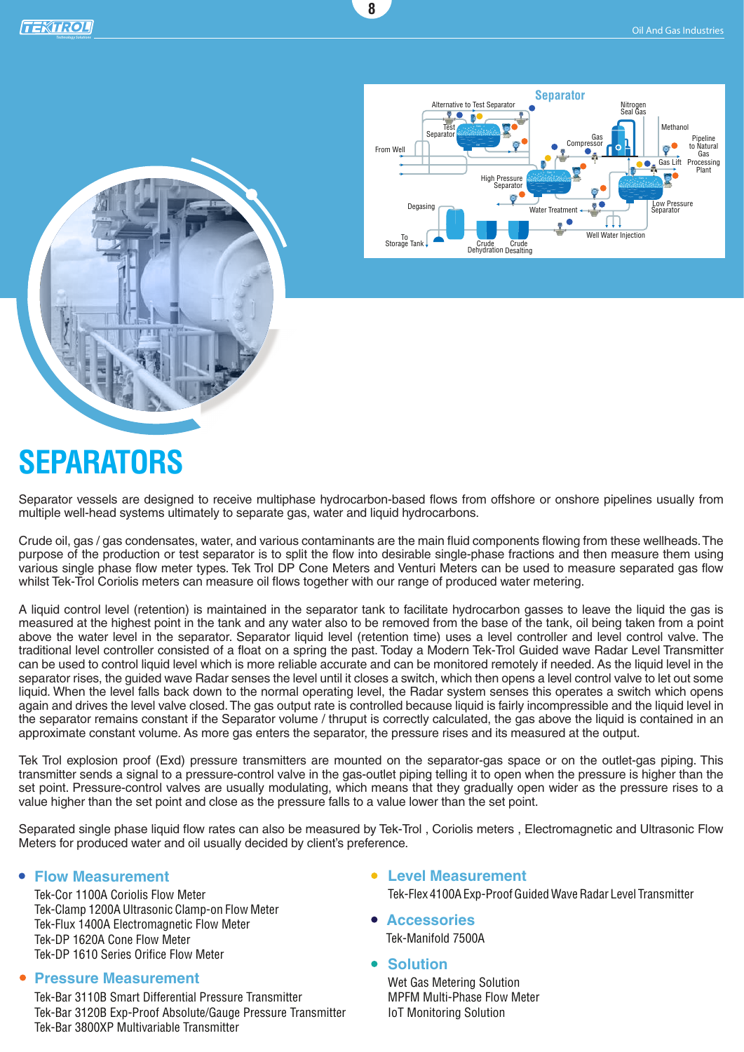# SEPARATORS

Separator vessels are designed to receive multiphase hydrocarbon-based flows from offshore or onshore pipelines usually from multiple well-head systems ultimately to separate gas, water and liquid hydrocarbons.

Crude oil, gas / gas condensates, water, and various contaminants are the main fluid components flowing from these wellheads. The purpose of the production or test separator is to split the flow into desirable single-phase fractions and then measure them using various single phase flow meter types. Tek Trol DP Cone Meters and Venturi Meters can be used to measure separated gas flow whilst Tek-Trol Coriolis meters can measure oil flows together with our range of produced water metering.

A liquid control level (retention) is maintained in the separator tank to facilitate hydrocarbon gasses to leave the liquid the gas is measured at the highest point in the tank and any water also to be removed from the base of the tank, oil being taken from a point above the water level in the separator. Separator liquid level (retention time) uses a level controller and level control valve. The traditional level controller consisted of a float on a spring the past. Today a Modern Tek-Trol Guided wave Radar Level Transmitter can be used to control liquid level which is more reliable accurate and can be monitored remotely if needed. As the liquid level in the separator rises, the guided wave Radar senses the level until it closes a switch, which then opens a level control valve to let out some liquid. When the level falls back down to the normal operating level, the Radar system senses this operates a switch which opens again and drives the level valve closed. The gas output rate is controlled because liquid is fairly incompressible and the liquid level in the separator remains constant if the Separator volume / thruput is correctly calculated, the gas above the liquid is contained in an approximate constant volume. As more gas enters the separator, the pressure rises and its measured at the output.

Tek Trol explosion proof (Exd) pressure transmitters are mounted on the separator-gas space or on the outlet-gas piping. This transmitter sends a signal to a pressure-control valve in the gas-outlet piping telling it to open when the pressure is higher than the set point. Pressure-control valves are usually modulating, which means that they gradually open wider as the pressure rises to a value higher than the set point and close as the pressure falls to a value lower than the set point.

Separated single phase liquid flow rates can also be measured by Tek-Trol , Coriolis meters , Electromagnetic and Ultrasonic Flow Meters for produced water and oil usually decided by client's preference.

- **Flow Measurement**
  - Tek-Cor 1100A Coriolis Flow Meter
  - Tek-Clamp 1200A Ultrasonic Clamp-on Flow Meter
  - Tek-Flux 1400A Electromagnetic Flow Meter
  - Tek-DP 1620A Cone Flow Meter
  - Tek-DP 1610 Series Orifice Flow Meter
- **Pressure Measurement**
  - Tek-Bar 3110B Smart Differential Pressure Transmitter
  - Tek-Bar 3120B Exp-Proof Absolute/Gauge Pressure Transmitter
  - Tek-Bar 3800XP Multivariable Transmitter
- **Level Measurement**
  - Tek-Flex 4100A Exp-Proof Guided Wave Radar Level Transmitter
- **Accessories**
  - Tek-Manifold 7500A
- **Solution**
  - Wet Gas Metering Solution
  - MPFM Multi-Phase Flow Meter
  - IoT Monitoring Solution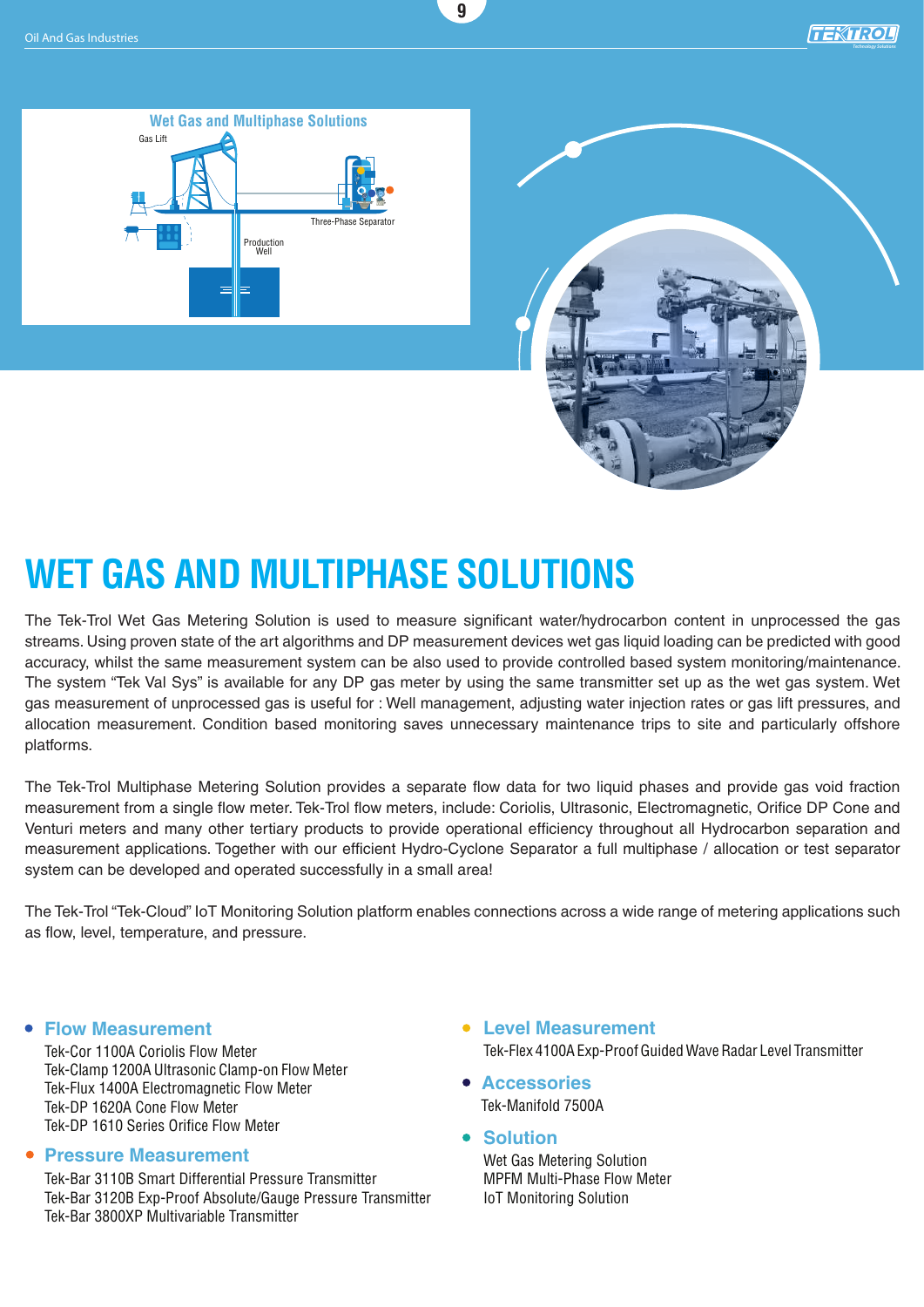# WET GAS AND MULTIPHASE SOLUTIONS

The Tek-Trol Wet Gas Metering Solution is used to measure significant water/hydrocarbon content in unprocessed the gas streams. Using proven state of the art algorithms and DP measurement devices wet gas liquid loading can be predicted with good accuracy, whilst the same measurement system can be also used to provide controlled based system monitoring/maintenance. The system "Tek Val Sys" is available for any DP gas meter by using the same transmitter set up as the wet gas system. Wet gas measurement of unprocessed gas is useful for : Well management, adjusting water injection rates or gas lift pressures, and allocation measurement. Condition based monitoring saves unnecessary maintenance trips to site and particularly offshore platforms.

The Tek-Trol Multiphase Metering Solution provides a separate flow data for two liquid phases and provide gas void fraction measurement from a single flow meter. Tek-Trol flow meters, include: Coriolis, Ultrasonic, Electromagnetic, Orifice DP Cone and Venturi meters and many other tertiary products to provide operational efficiency throughout all Hydrocarbon separation and measurement applications. Together with our efficient Hydro-Cyclone Separator a full multiphase / allocation or test separator system can be developed and operated successfully in a small area!

The Tek-Trol "Tek-Cloud" IoT Monitoring Solution platform enables connections across a wide range of metering applications such as flow, level, temperature, and pressure.

- **Flow Measurement**
  - Tek-Cor 1100A Coriolis Flow Meter
  - Tek-Clamp 1200A Ultrasonic Clamp-on Flow Meter
  - Tek-Flux 1400A Electromagnetic Flow Meter
  - Tek-DP 1620A Cone Flow Meter
  - Tek-DP 1610 Series Orifice Flow Meter
- **Pressure Measurement**
  - Tek-Bar 3110B Smart Differential Pressure Transmitter
  - Tek-Bar 3120B Exp-Proof Absolute/Gauge Pressure Transmitter
  - Tek-Bar 3800XP Multivariable Transmitter
- **Level Measurement**
  - Tek-Flex 4100A Exp-Proof Guided Wave Radar Level Transmitter
- **Accessories**
  - Tek-Manifold 7500A
- **Solution**
  - Wet Gas Metering Solution
  - MPFM Multi-Phase Flow Meter
  - IoT Monitoring Solution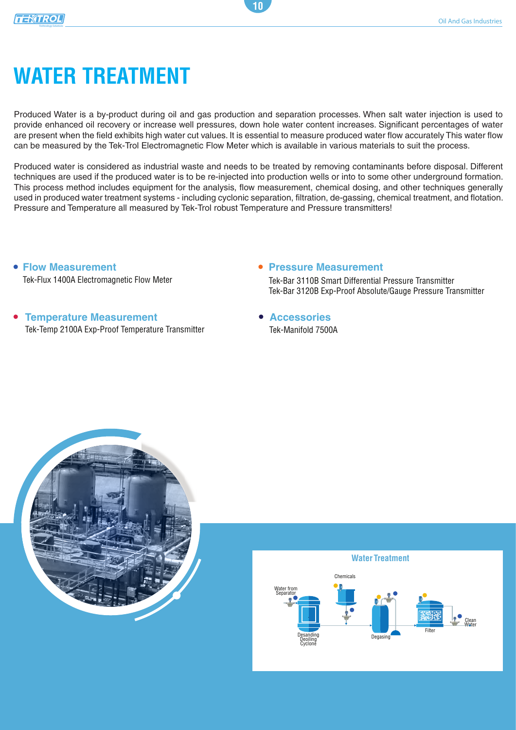# WATER TREATMENT

Produced Water is a by-product during oil and gas production and separation processes. When salt water injection is used to provide enhanced oil recovery or increase well pressures, down hole water content increases. Significant percentages of water are present when the field exhibits high water cut values. It is essential to measure produced water flow accurately This water flow can be measured by the Tek-Trol Electromagnetic Flow Meter which is available in various materials to suit the process.

Produced water is considered as industrial waste and needs to be treated by removing contaminants before disposal. Different techniques are used if the produced water is to be re-injected into production wells or into to some other underground formation. This process method includes equipment for the analysis, flow measurement, chemical dosing, and other techniques generally used in produced water treatment systems - including cyclonic separation, filtration, de-gassing, chemical treatment, and flotation. Pressure and Temperature all measured by Tek-Trol robust Temperature and Pressure transmitters!

- **Flow Measurement**
  Tek-Flux 1400A Electromagnetic Flow Meter

- **Temperature Measurement**
  Tek-Temp 2100A Exp-Proof Temperature Transmitter

- **Pressure Measurement**
  Tek-Bar 3110B Smart Differential Pressure Transmitter
  Tek-Bar 3120B Exp-Proof Absolute/Gauge Pressure Transmitter

- **Accessories**
  Tek-Manifold 7500A

**Water Treatment**

Water from Separator — Desanding Deoiling Cyclone — Chemicals — Degasing — Filter — Clean Water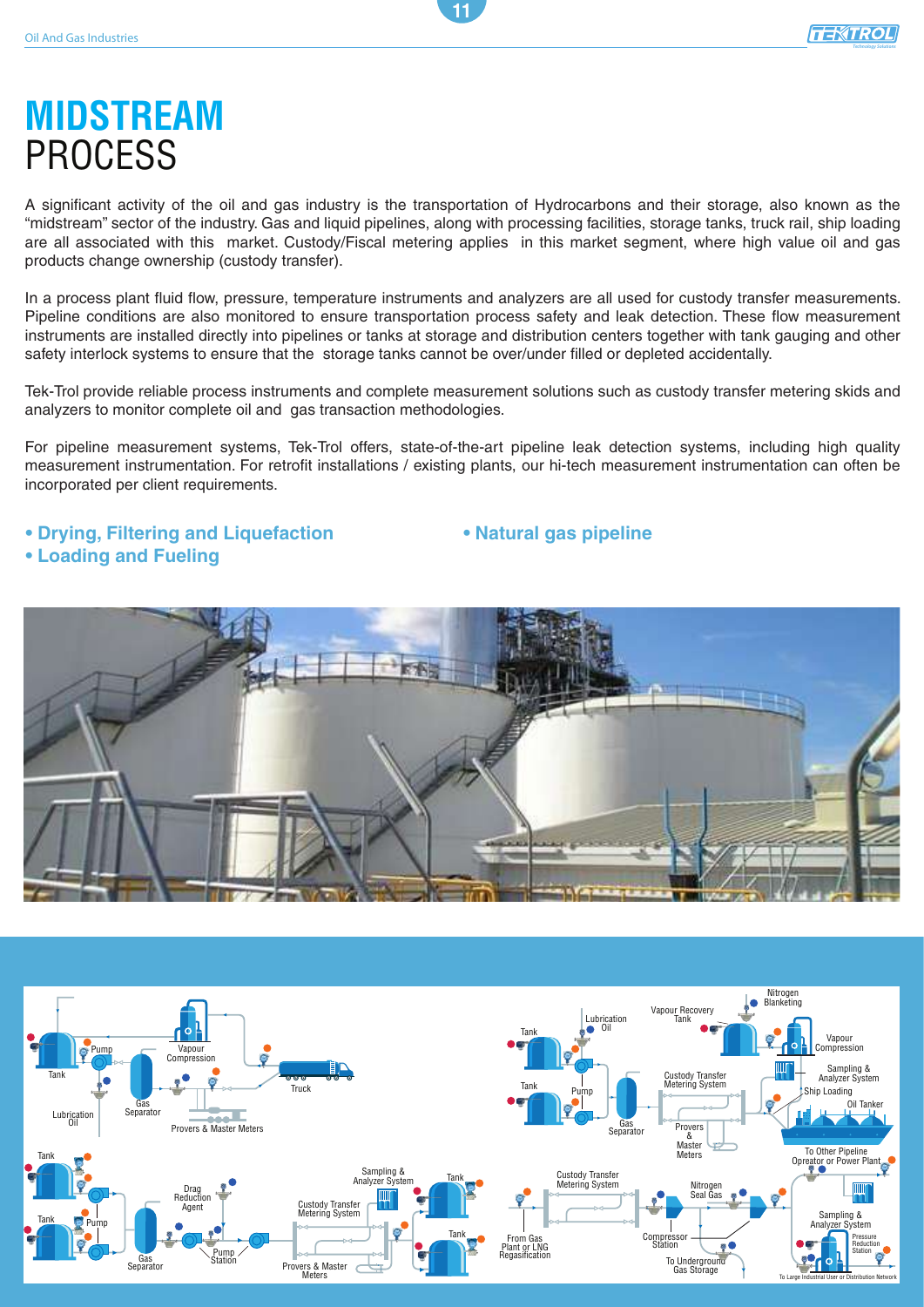# MIDSTREAM PROCESS

A significant activity of the oil and gas industry is the transportation of Hydrocarbons and their storage, also known as the "midstream" sector of the industry. Gas and liquid pipelines, along with processing facilities, storage tanks, truck rail, ship loading are all associated with this market. Custody/Fiscal metering applies in this market segment, where high value oil and gas products change ownership (custody transfer).

In a process plant fluid flow, pressure, temperature instruments and analyzers are all used for custody transfer measurements. Pipeline conditions are also monitored to ensure transportation process safety and leak detection. These flow measurement instruments are installed directly into pipelines or tanks at storage and distribution centers together with tank gauging and other safety interlock systems to ensure that the storage tanks cannot be over/under filled or depleted accidentally.

Tek-Trol provide reliable process instruments and complete measurement solutions such as custody transfer metering skids and analyzers to monitor complete oil and gas transaction methodologies.

For pipeline measurement systems, Tek-Trol offers, state-of-the-art pipeline leak detection systems, including high quality measurement instrumentation. For retrofit installations / existing plants, our hi-tech measurement instrumentation can often be incorporated per client requirements.

- **Drying, Filtering and Liquefaction**
- **Loading and Fueling**
- **Natural gas pipeline**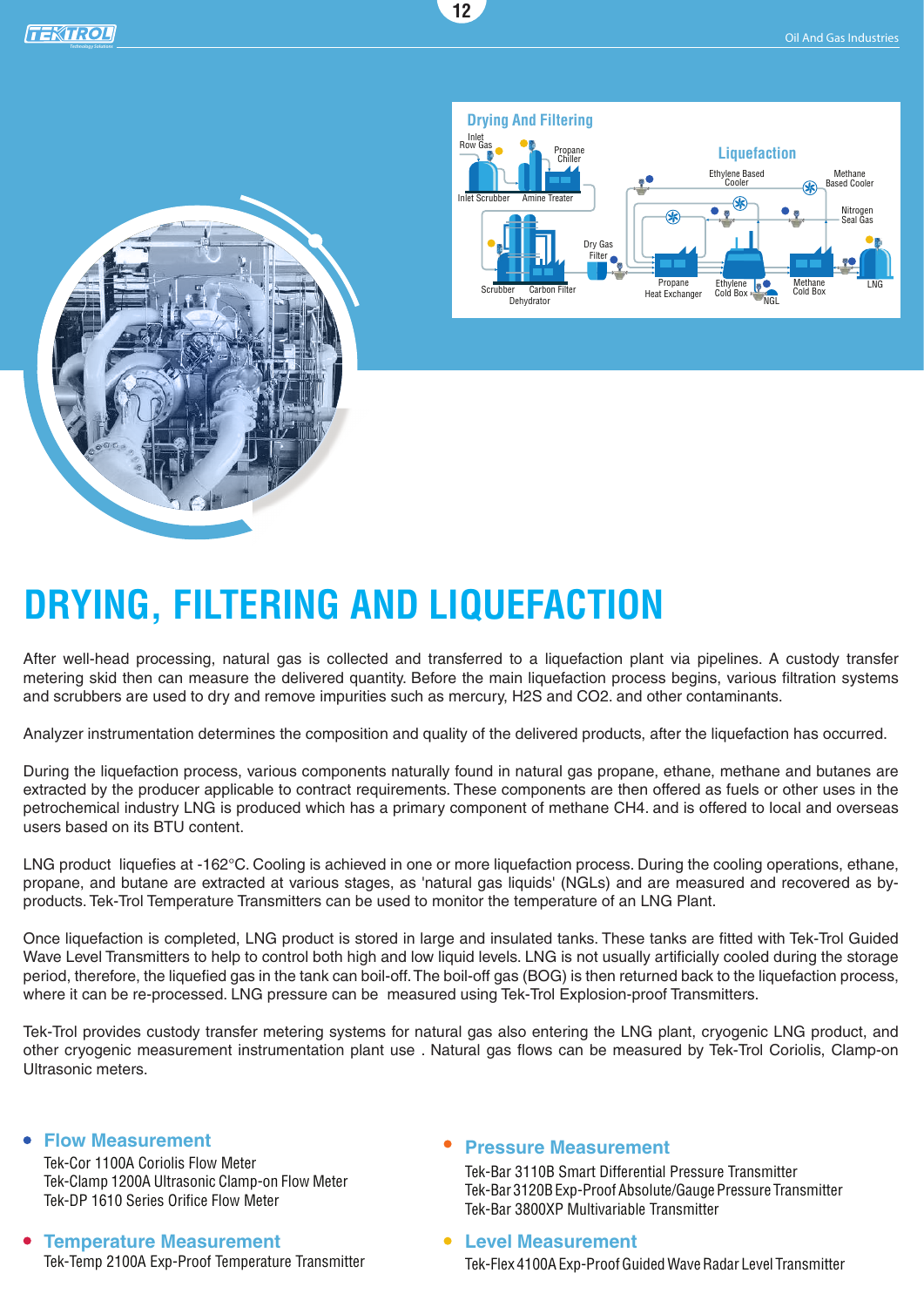# DRYING, FILTERING AND LIQUEFACTION

After well-head processing, natural gas is collected and transferred to a liquefaction plant via pipelines. A custody transfer metering skid then can measure the delivered quantity. Before the main liquefaction process begins, various filtration systems and scrubbers are used to dry and remove impurities such as mercury, H2S and CO2. and other contaminants.

Analyzer instrumentation determines the composition and quality of the delivered products, after the liquefaction has occurred.

During the liquefaction process, various components naturally found in natural gas propane, ethane, methane and butanes are extracted by the producer applicable to contract requirements. These components are then offered as fuels or other uses in the petrochemical industry LNG is produced which has a primary component of methane CH4. and is offered to local and overseas users based on its BTU content.

LNG product liquefies at -162°C. Cooling is achieved in one or more liquefaction process. During the cooling operations, ethane, propane, and butane are extracted at various stages, as 'natural gas liquids' (NGLs) and are measured and recovered as by-products. Tek-Trol Temperature Transmitters can be used to monitor the temperature of an LNG Plant.

Once liquefaction is completed, LNG product is stored in large and insulated tanks. These tanks are fitted with Tek-Trol Guided Wave Level Transmitters to help to control both high and low liquid levels. LNG is not usually artificially cooled during the storage period, therefore, the liquefied gas in the tank can boil-off. The boil-off gas (BOG) is then returned back to the liquefaction process, where it can be re-processed. LNG pressure can be measured using Tek-Trol Explosion-proof Transmitters.

Tek-Trol provides custody transfer metering systems for natural gas also entering the LNG plant, cryogenic LNG product, and other cryogenic measurement instrumentation plant use . Natural gas flows can be measured by Tek-Trol Coriolis, Clamp-on Ultrasonic meters.

- **Flow Measurement**

  Tek-Cor 1100A Coriolis Flow Meter
  Tek-Clamp 1200A Ultrasonic Clamp-on Flow Meter
  Tek-DP 1610 Series Orifice Flow Meter

- **Temperature Measurement**

  Tek-Temp 2100A Exp-Proof Temperature Transmitter

- **Pressure Measurement**

  Tek-Bar 3110B Smart Differential Pressure Transmitter
  Tek-Bar 3120B Exp-Proof Absolute/Gauge Pressure Transmitter
  Tek-Bar 3800XP Multivariable Transmitter

- **Level Measurement**

  Tek-Flex 4100A Exp-Proof Guided Wave Radar Level Transmitter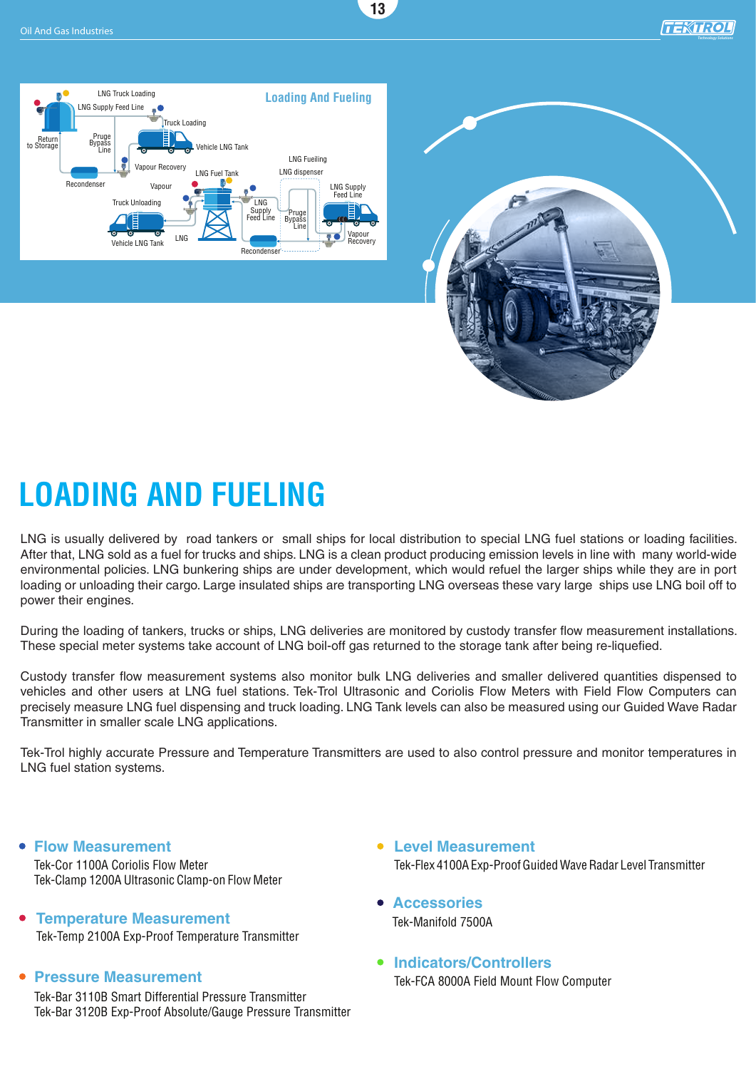# LOADING AND FUELING

LNG is usually delivered by road tankers or small ships for local distribution to special LNG fuel stations or loading facilities. After that, LNG sold as a fuel for trucks and ships. LNG is a clean product producing emission levels in line with many world-wide environmental policies. LNG bunkering ships are under development, which would refuel the larger ships while they are in port loading or unloading their cargo. Large insulated ships are transporting LNG overseas these vary large ships use LNG boil off to power their engines.

During the loading of tankers, trucks or ships, LNG deliveries are monitored by custody transfer flow measurement installations. These special meter systems take account of LNG boil-off gas returned to the storage tank after being re-liquefied.

Custody transfer flow measurement systems also monitor bulk LNG deliveries and smaller delivered quantities dispensed to vehicles and other users at LNG fuel stations. Tek-Trol Ultrasonic and Coriolis Flow Meters with Field Flow Computers can precisely measure LNG fuel dispensing and truck loading. LNG Tank levels can also be measured using our Guided Wave Radar Transmitter in smaller scale LNG applications.

Tek-Trol highly accurate Pressure and Temperature Transmitters are used to also control pressure and monitor temperatures in LNG fuel station systems.

- **Flow Measurement**
  Tek-Cor 1100A Coriolis Flow Meter
  Tek-Clamp 1200A Ultrasonic Clamp-on Flow Meter
- **Temperature Measurement**
  Tek-Temp 2100A Exp-Proof Temperature Transmitter
- **Pressure Measurement**
  Tek-Bar 3110B Smart Differential Pressure Transmitter
  Tek-Bar 3120B Exp-Proof Absolute/Gauge Pressure Transmitter
- **Level Measurement**
  Tek-Flex 4100A Exp-Proof Guided Wave Radar Level Transmitter
- **Accessories**
  Tek-Manifold 7500A
- **Indicators/Controllers**
  Tek-FCA 8000A Field Mount Flow Computer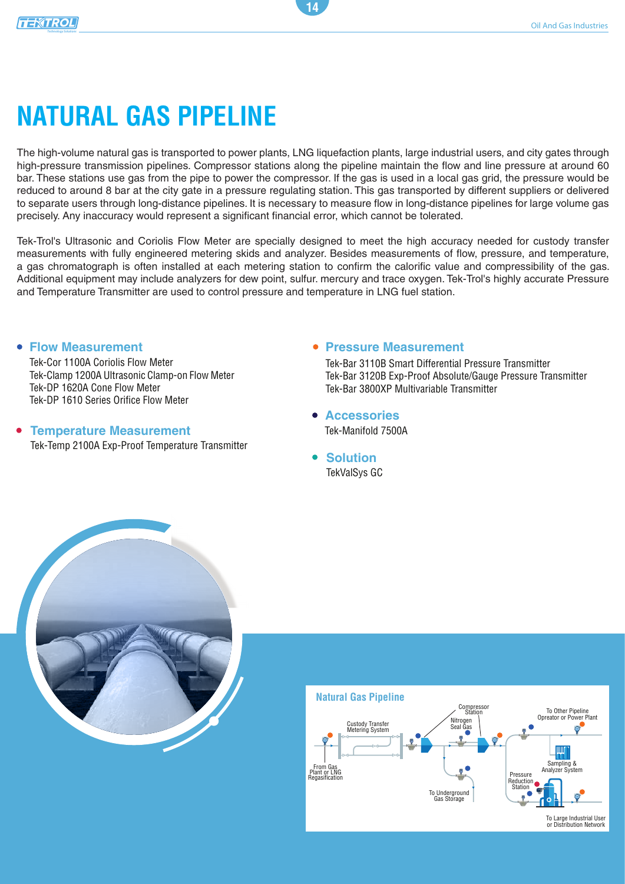# NATURAL GAS PIPELINE

The high-volume natural gas is transported to power plants, LNG liquefaction plants, large industrial users, and city gates through high-pressure transmission pipelines. Compressor stations along the pipeline maintain the flow and line pressure at around 60 bar. These stations use gas from the pipe to power the compressor. If the gas is used in a local gas grid, the pressure would be reduced to around 8 bar at the city gate in a pressure regulating station. This gas transported by different suppliers or delivered to separate users through long-distance pipelines. It is necessary to measure flow in long-distance pipelines for large volume gas precisely. Any inaccuracy would represent a significant financial error, which cannot be tolerated.

Tek-Trol's Ultrasonic and Coriolis Flow Meter are specially designed to meet the high accuracy needed for custody transfer measurements with fully engineered metering skids and analyzer. Besides measurements of flow, pressure, and temperature, a gas chromatograph is often installed at each metering station to confirm the calorific value and compressibility of the gas. Additional equipment may include analyzers for dew point, sulfur. mercury and trace oxygen. Tek-Trol's highly accurate Pressure and Temperature Transmitter are used to control pressure and temperature in LNG fuel station.

- **Flow Measurement**
  - Tek-Cor 1100A Coriolis Flow Meter
  - Tek-Clamp 1200A Ultrasonic Clamp-on Flow Meter
  - Tek-DP 1620A Cone Flow Meter
  - Tek-DP 1610 Series Orifice Flow Meter
- **Temperature Measurement**
  - Tek-Temp 2100A Exp-Proof Temperature Transmitter
- **Pressure Measurement**
  - Tek-Bar 3110B Smart Differential Pressure Transmitter
  - Tek-Bar 3120B Exp-Proof Absolute/Gauge Pressure Transmitter
  - Tek-Bar 3800XP Multivariable Transmitter
- **Accessories**
  - Tek-Manifold 7500A
- **Solution**
  - TekValSys GC

**Natural Gas Pipeline**

From Gas Plant or LNG Regasification — Custody Transfer Metering System — Compressor Station — Nitrogen Seal Gas — To Underground Gas Storage — To Other Pipeline Opreator or Power Plant — Sampling & Analyzer System — Pressure Reduction Station — To Large Industrial User or Distribution Network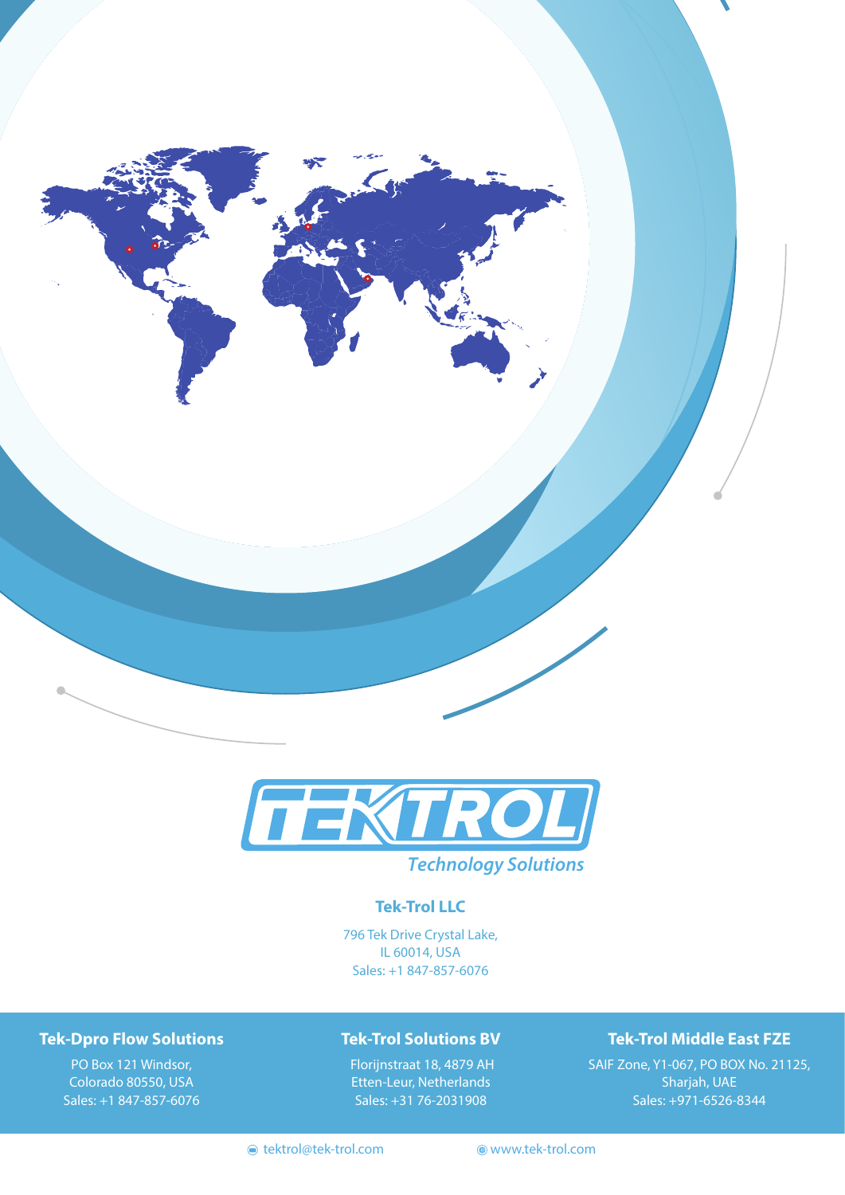TEKTROL

*Technology Solutions*

## Tek-Trol LLC

796 Tek Drive Crystal Lake,
IL 60014, USA
Sales: +1 847-857-6076

### Tek-Dpro Flow Solutions

PO Box 121 Windsor,
Colorado 80550, USA
Sales: +1 847-857-6076

### Tek-Trol Solutions BV

Florijnstraat 18, 4879 AH
Etten-Leur, Netherlands
Sales: +31 76-2031908

### Tek-Trol Middle East FZE

SAIF Zone, Y1-067, PO BOX No. 21125,
Sharjah, UAE
Sales: +971-6526-8344

tektrol@tek-trol.com     www.tek-trol.com